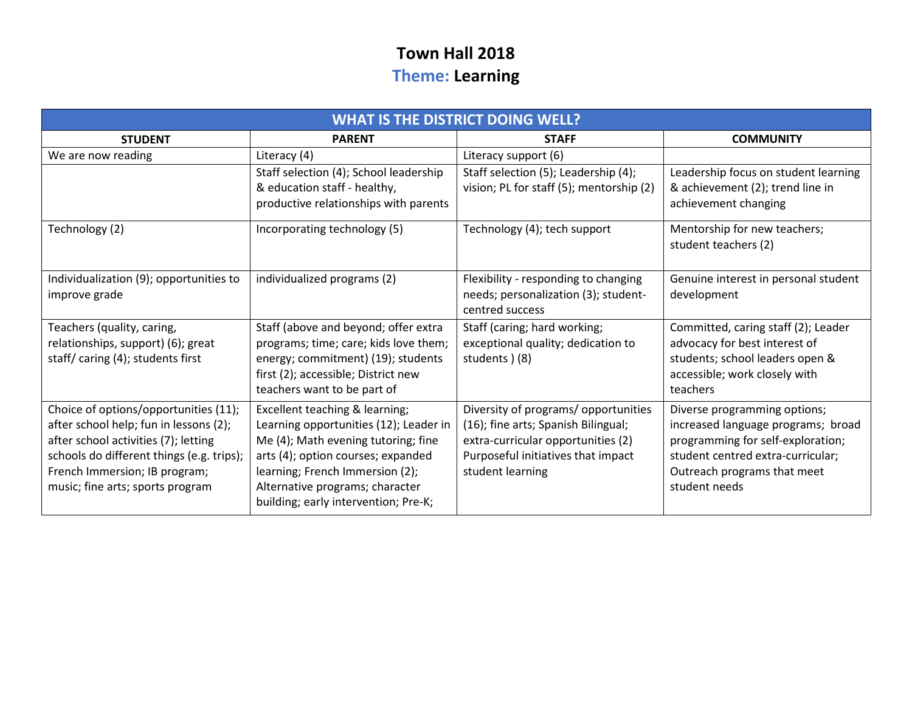# Town Hall 2018

## Theme: Learning

| WHAT IS THE DISTRICT DOING WELL? | | | |
|---|---|---|---|
| **STUDENT** | **PARENT** | **STAFF** | **COMMUNITY** |
| We are now reading | Literacy (4) | Literacy support (6) | |
| | Staff selection (4); School leadership & education staff - healthy, productive relationships with parents | Staff selection (5); Leadership (4); vision; PL for staff (5); mentorship (2) | Leadership focus on student learning & achievement (2); trend line in achievement changing |
| Technology (2) | Incorporating technology (5) | Technology (4); tech support | Mentorship for new teachers; student teachers (2) |
| Individualization (9); opportunities to improve grade | individualized programs (2) | Flexibility - responding to changing needs; personalization (3); student-centred success | Genuine interest in personal student development |
| Teachers (quality, caring, relationships, support) (6); great staff/ caring (4); students first | Staff (above and beyond; offer extra programs; time; care; kids love them; energy; commitment) (19); students first (2); accessible; District new teachers want to be part of | Staff (caring; hard working; exceptional quality; dedication to students ) (8) | Committed, caring staff (2); Leader advocacy for best interest of students; school leaders open & accessible; work closely with teachers |
| Choice of options/opportunities (11); after school help; fun in lessons (2); after school activities (7); letting schools do different things (e.g. trips); French Immersion; IB program; music; fine arts; sports program | Excellent teaching & learning; Learning opportunities (12); Leader in Me (4); Math evening tutoring; fine arts (4); option courses; expanded learning; French Immersion (2); Alternative programs; character building; early intervention; Pre-K; | Diversity of programs/ opportunities (16); fine arts; Spanish Bilingual; extra-curricular opportunities (2) Purposeful initiatives that impact student learning | Diverse programming options; increased language programs; broad programming for self-exploration; student centred extra-curricular; Outreach programs that meet student needs |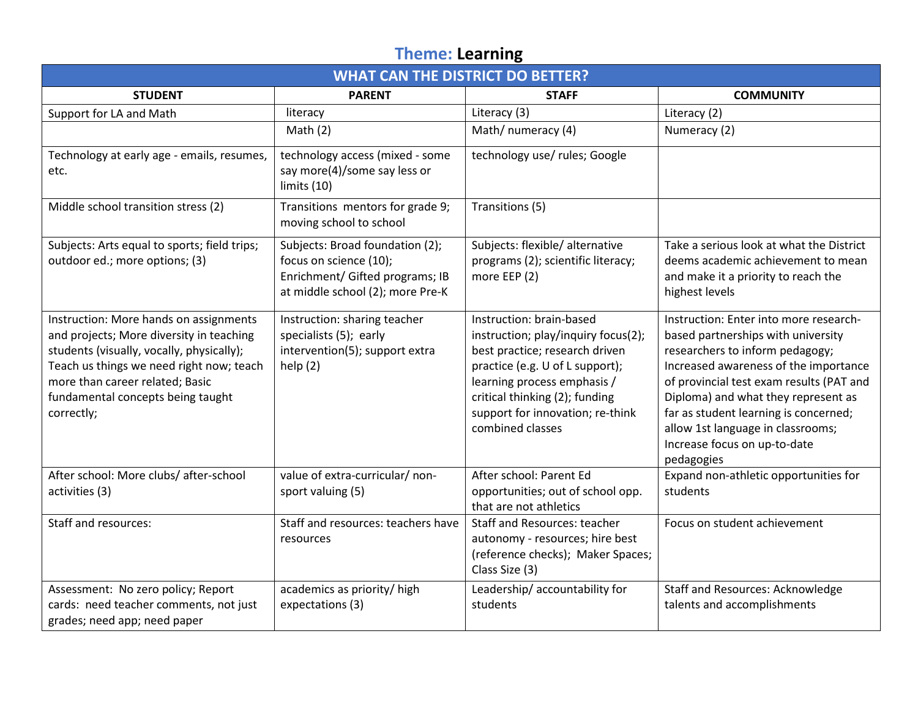# Theme: Learning

| WHAT CAN THE DISTRICT DO BETTER? | | | |
|---|---|---|---|
| **STUDENT** | **PARENT** | **STAFF** | **COMMUNITY** |
| Support for LA and Math | literacy | Literacy (3) | Literacy (2) |
| | Math (2) | Math/ numeracy (4) | Numeracy (2) |
| Technology at early age - emails, resumes, etc. | technology access (mixed - some say more(4)/some say less or limits (10) | technology use/ rules; Google | |
| Middle school transition stress (2) | Transitions mentors for grade 9; moving school to school | Transitions (5) | |
| Subjects: Arts equal to sports; field trips; outdoor ed.; more options; (3) | Subjects: Broad foundation (2); focus on science (10); Enrichment/ Gifted programs; IB at middle school (2); more Pre-K | Subjects: flexible/ alternative programs (2); scientific literacy; more EEP (2) | Take a serious look at what the District deems academic achievement to mean and make it a priority to reach the highest levels |
| Instruction: More hands on assignments and projects; More diversity in teaching students (visually, vocally, physically); Teach us things we need right now; teach more than career related; Basic fundamental concepts being taught correctly; | Instruction: sharing teacher specialists (5); early intervention(5); support extra help (2) | Instruction: brain-based instruction; play/inquiry focus(2); best practice; research driven practice (e.g. U of L support); learning process emphasis / critical thinking (2); funding support for innovation; re-think combined classes | Instruction: Enter into more research-based partnerships with university researchers to inform pedagogy; Increased awareness of the importance of provincial test exam results (PAT and Diploma) and what they represent as far as student learning is concerned; allow 1st language in classrooms; Increase focus on up-to-date pedagogies |
| After school: More clubs/ after-school activities (3) | value of extra-curricular/ non-sport valuing (5) | After school: Parent Ed opportunities; out of school opp. that are not athletics | Expand non-athletic opportunities for students |
| Staff and resources: | Staff and resources: teachers have resources | Staff and Resources: teacher autonomy - resources; hire best (reference checks); Maker Spaces; Class Size (3) | Focus on student achievement |
| Assessment: No zero policy; Report cards: need teacher comments, not just grades; need app; need paper | academics as priority/ high expectations (3) | Leadership/ accountability for students | Staff and Resources: Acknowledge talents and accomplishments |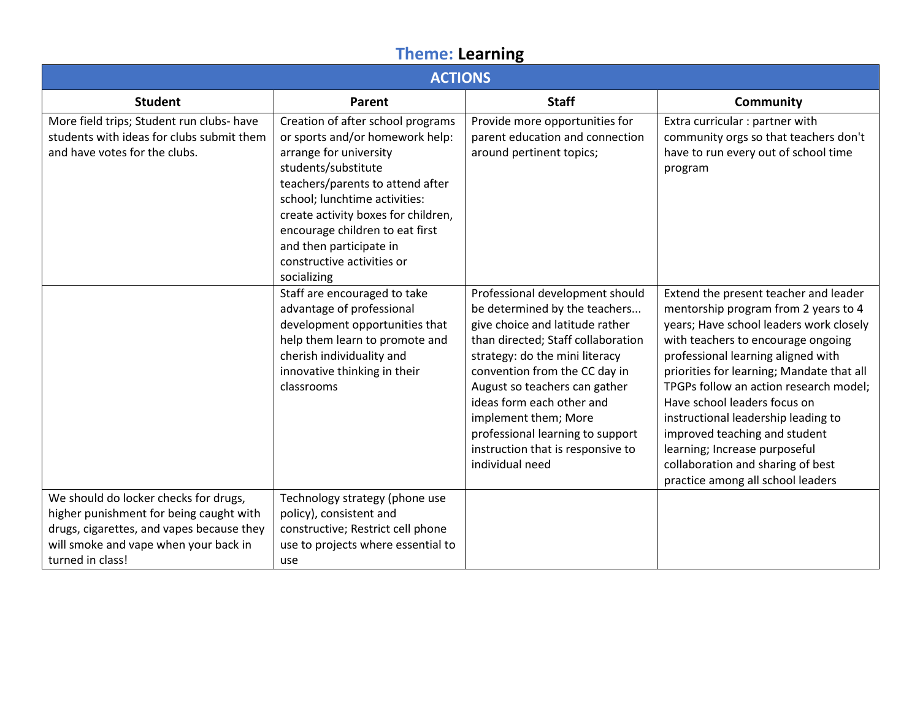## Theme: Learning

| ACTIONS | | | |
|---|---|---|---|
| **Student** | **Parent** | **Staff** | **Community** |
| More field trips; Student run clubs- have students with ideas for clubs submit them and have votes for the clubs. | Creation of after school programs or sports and/or homework help: arrange for university students/substitute teachers/parents to attend after school; lunchtime activities: create activity boxes for children, encourage children to eat first and then participate in constructive activities or socializing | Provide more opportunities for parent education and connection around pertinent topics; | Extra curricular : partner with community orgs so that teachers don't have to run every out of school time program |
| | Staff are encouraged to take advantage of professional development opportunities that help them learn to promote and cherish individuality and innovative thinking in their classrooms | Professional development should be determined by the teachers... give choice and latitude rather than directed; Staff collaboration strategy: do the mini literacy convention from the CC day in August so teachers can gather ideas form each other and implement them; More professional learning to support instruction that is responsive to individual need | Extend the present teacher and leader mentorship program from 2 years to 4 years; Have school leaders work closely with teachers to encourage ongoing professional learning aligned with priorities for learning; Mandate that all TPGPs follow an action research model; Have school leaders focus on instructional leadership leading to improved teaching and student learning; Increase purposeful collaboration and sharing of best practice among all school leaders |
| We should do locker checks for drugs, higher punishment for being caught with drugs, cigarettes, and vapes because they will smoke and vape when your back in turned in class! | Technology strategy (phone use policy), consistent and constructive; Restrict cell phone use to projects where essential to use | | |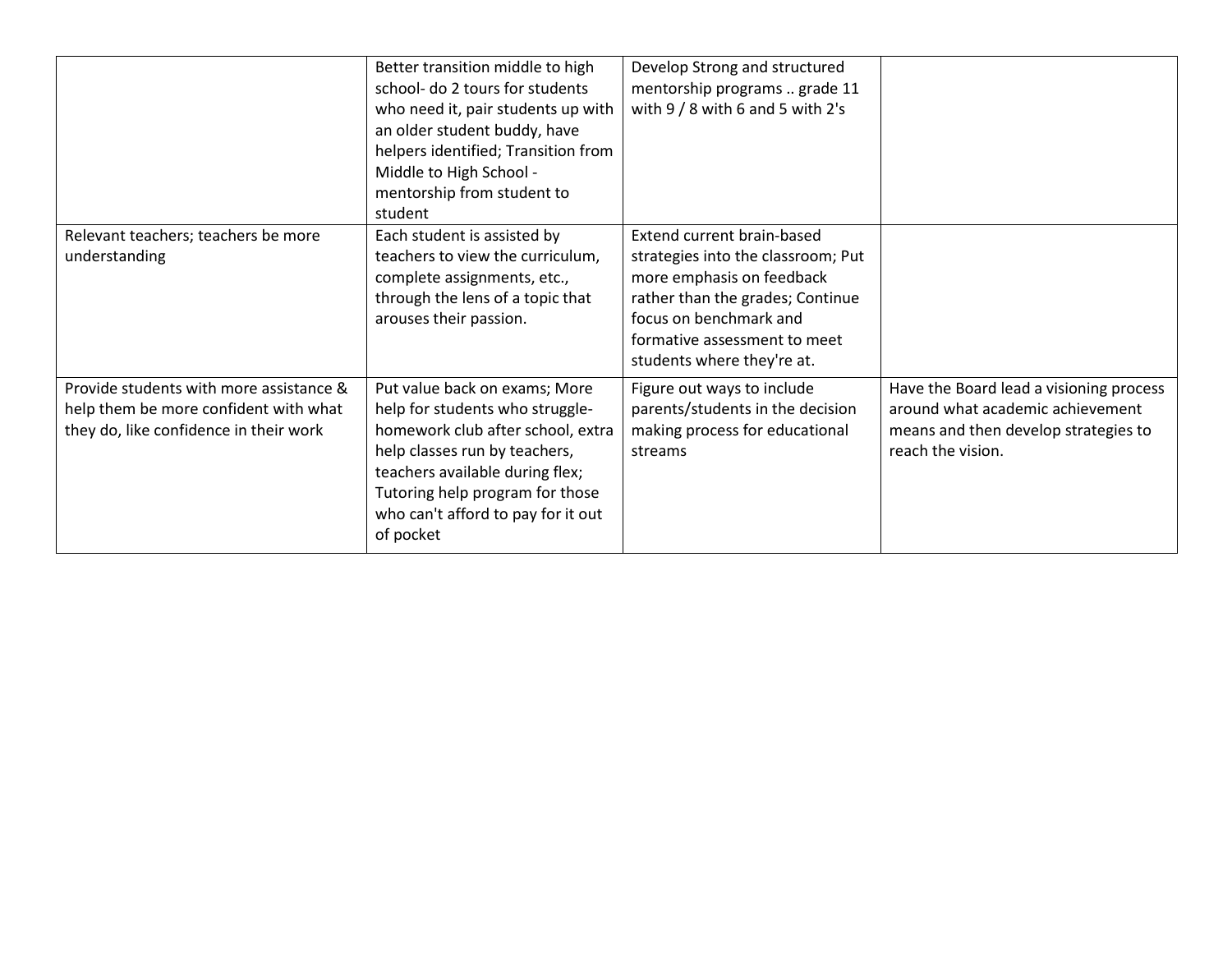| | | | |
|---|---|---|---|
| | Better transition middle to high school- do 2 tours for students who need it, pair students up with an older student buddy, have helpers identified; Transition from Middle to High School - mentorship from student to student | Develop Strong and structured mentorship programs .. grade 11 with 9 / 8 with 6 and 5 with 2's | |
| Relevant teachers; teachers be more understanding | Each student is assisted by teachers to view the curriculum, complete assignments, etc., through the lens of a topic that arouses their passion. | Extend current brain-based strategies into the classroom; Put more emphasis on feedback rather than the grades; Continue focus on benchmark and formative assessment to meet students where they're at. | |
| Provide students with more assistance & help them be more confident with what they do, like confidence in their work | Put value back on exams; More help for students who struggle- homework club after school, extra help classes run by teachers, teachers available during flex; Tutoring help program for those who can't afford to pay for it out of pocket | Figure out ways to include parents/students in the decision making process for educational streams | Have the Board lead a visioning process around what academic achievement means and then develop strategies to reach the vision. |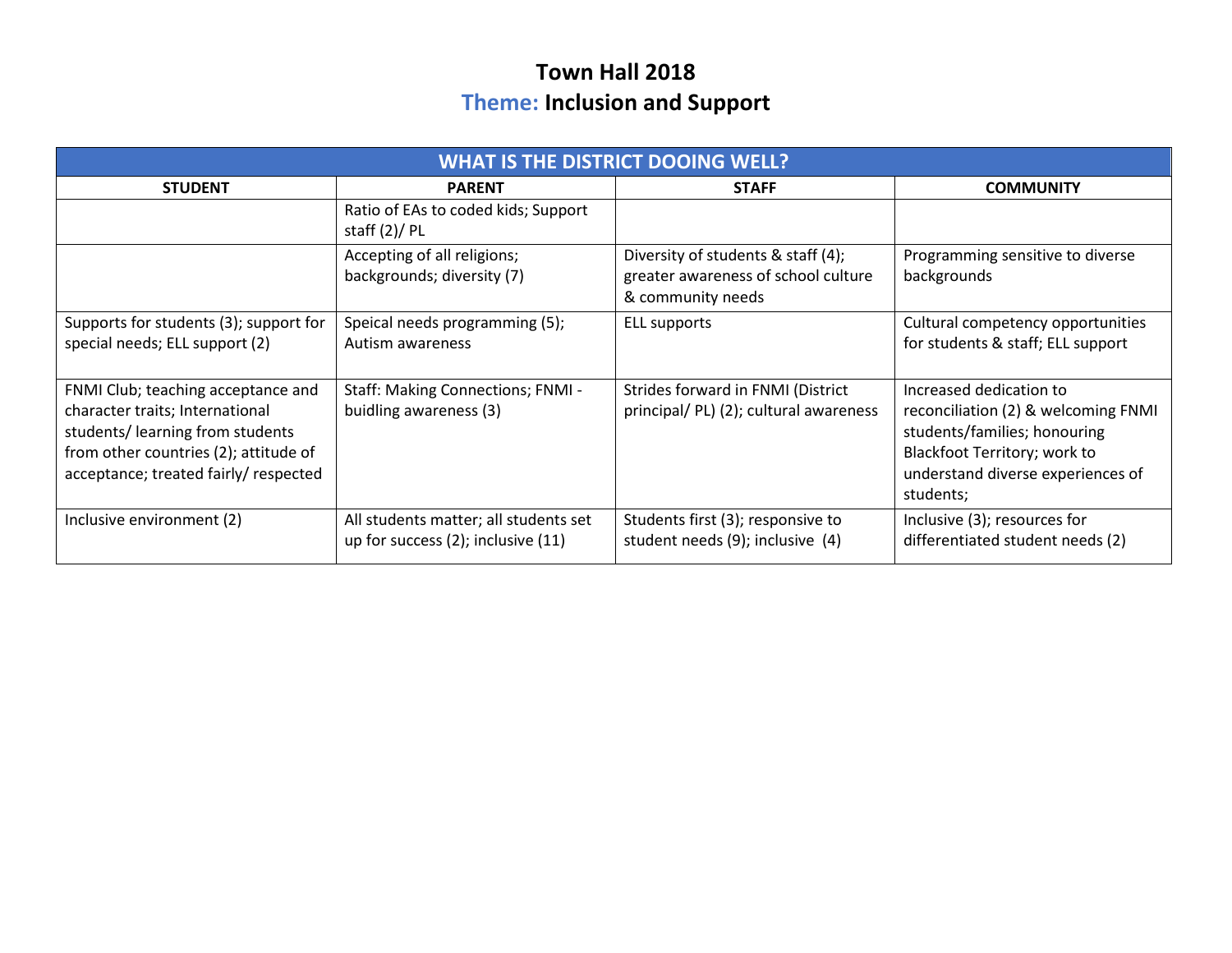# Town Hall 2018

## Theme: Inclusion and Support

| WHAT IS THE DISTRICT DOOING WELL? | | | |
|---|---|---|---|
| **STUDENT** | **PARENT** | **STAFF** | **COMMUNITY** |
| | Ratio of EAs to coded kids; Support staff (2)/ PL | | |
| | Accepting of all religions; backgrounds; diversity (7) | Diversity of students & staff (4); greater awareness of school culture & community needs | Programming sensitive to diverse backgrounds |
| Supports for students (3); support for special needs; ELL support (2) | Speical needs programming (5); Autism awareness | ELL supports | Cultural competency opportunities for students & staff; ELL support |
| FNMI Club; teaching acceptance and character traits; International students/ learning from students from other countries (2); attitude of acceptance; treated fairly/ respected | Staff: Making Connections; FNMI - buidling awareness (3) | Strides forward in FNMI (District principal/ PL) (2); cultural awareness | Increased dedication to reconciliation (2) & welcoming FNMI students/families; honouring Blackfoot Territory; work to understand diverse experiences of students; |
| Inclusive environment (2) | All students matter; all students set up for success (2); inclusive (11) | Students first (3); responsive to student needs (9); inclusive (4) | Inclusive (3); resources for differentiated student needs (2) |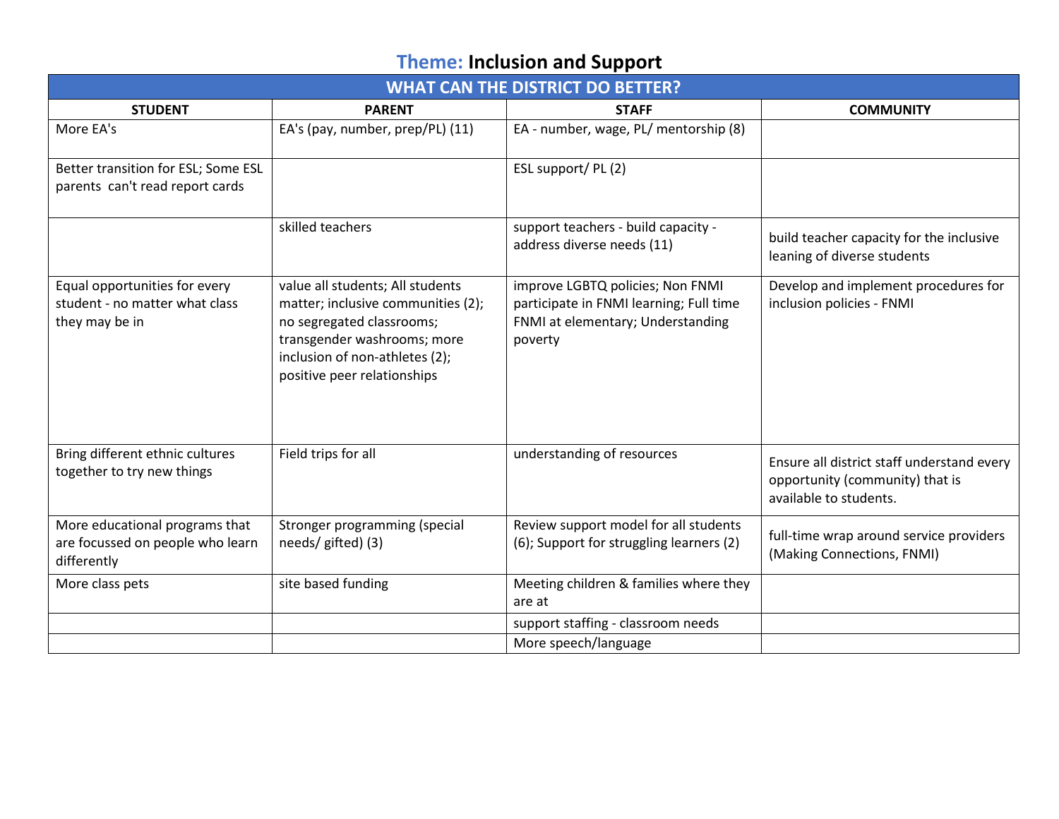## Theme: Inclusion and Support

| WHAT CAN THE DISTRICT DO BETTER? | | | |
|---|---|---|---|
| **STUDENT** | **PARENT** | **STAFF** | **COMMUNITY** |
| More EA's | EA's (pay, number, prep/PL) (11) | EA - number, wage, PL/ mentorship (8) | |
| Better transition for ESL; Some ESL parents can't read report cards | | ESL support/ PL (2) | |
| | skilled teachers | support teachers - build capacity - address diverse needs (11) | build teacher capacity for the inclusive leaning of diverse students |
| Equal opportunities for every student - no matter what class they may be in | value all students; All students matter; inclusive communities (2); no segregated classrooms; transgender washrooms; more inclusion of non-athletes (2); positive peer relationships | improve LGBTQ policies; Non FNMI participate in FNMI learning; Full time FNMI at elementary; Understanding poverty | Develop and implement procedures for inclusion policies - FNMI |
| Bring different ethnic cultures together to try new things | Field trips for all | understanding of resources | Ensure all district staff understand every opportunity (community) that is available to students. |
| More educational programs that are focussed on people who learn differently | Stronger programming (special needs/ gifted) (3) | Review support model for all students (6); Support for struggling learners (2) | full-time wrap around service providers (Making Connections, FNMI) |
| More class pets | site based funding | Meeting children & families where they are at | |
| | | support staffing - classroom needs | |
| | | More speech/language | |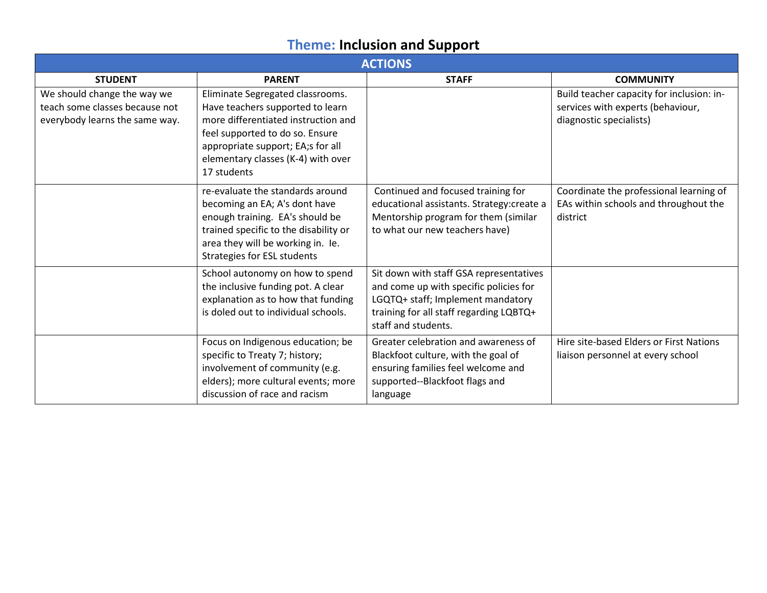# Theme: Inclusion and Support

| ACTIONS | | | |
|---|---|---|---|
| **STUDENT** | **PARENT** | **STAFF** | **COMMUNITY** |
| We should change the way we teach some classes because not everybody learns the same way. | Eliminate Segregated classrooms. Have teachers supported to learn more differentiated instruction and feel supported to do so. Ensure appropriate support; EA;s for all elementary classes (K-4) with over 17 students | | Build teacher capacity for inclusion: in-services with experts (behaviour, diagnostic specialists) |
| | re-evaluate the standards around becoming an EA; A's dont have enough training. EA's should be trained specific to the disability or area they will be working in. Ie. Strategies for ESL students | Continued and focused training for educational assistants. Strategy:create a Mentorship program for them (similar to what our new teachers have) | Coordinate the professional learning of EAs within schools and throughout the district |
| | School autonomy on how to spend the inclusive funding pot. A clear explanation as to how that funding is doled out to individual schools. | Sit down with staff GSA representatives and come up with specific policies for LGQTQ+ staff; Implement mandatory training for all staff regarding LQBTQ+ staff and students. | |
| | Focus on Indigenous education; be specific to Treaty 7; history; involvement of community (e.g. elders); more cultural events; more discussion of race and racism | Greater celebration and awareness of Blackfoot culture, with the goal of ensuring families feel welcome and supported--Blackfoot flags and language | Hire site-based Elders or First Nations liaison personnel at every school |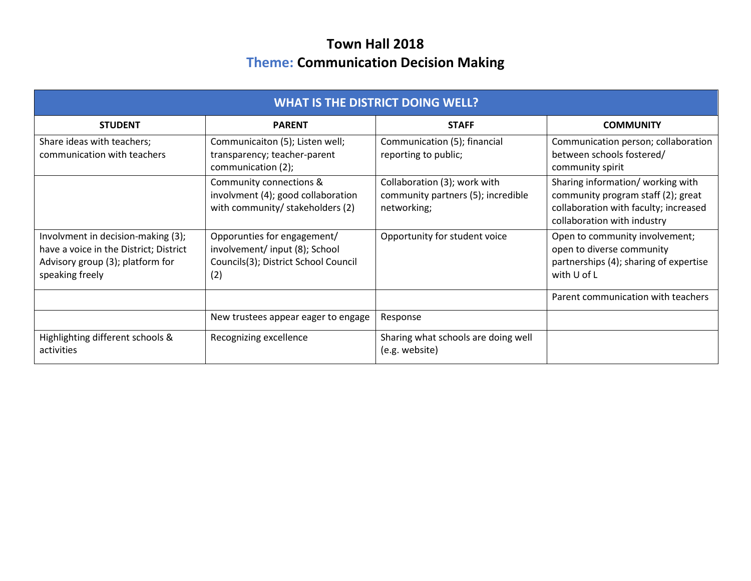# Town Hall 2018

## Theme: Communication Decision Making

| WHAT IS THE DISTRICT DOING WELL? | | | |
|---|---|---|---|
| **STUDENT** | **PARENT** | **STAFF** | **COMMUNITY** |
| Share ideas with teachers; communication with teachers | Communicaiton (5); Listen well; transparency; teacher-parent communication (2); | Communication (5); financial reporting to public; | Communication person; collaboration between schools fostered/ community spirit |
| | Community connections & involvment (4); good collaboration with community/ stakeholders (2) | Collaboration (3); work with community partners (5); incredible networking; | Sharing information/ working with community program staff (2); great collaboration with faculty; increased collaboration with industry |
| Involvment in decision-making (3); have a voice in the District; District Advisory group (3); platform for speaking freely | Opporunties for engagement/ involvement/ input (8); School Councils(3); District School Council (2) | Opportunity for student voice | Open to community involvement; open to diverse community partnerships (4); sharing of expertise with U of L |
| | | | Parent communication with teachers |
| | New trustees appear eager to engage | Response | |
| Highlighting different schools & activities | Recognizing excellence | Sharing what schools are doing well (e.g. website) | |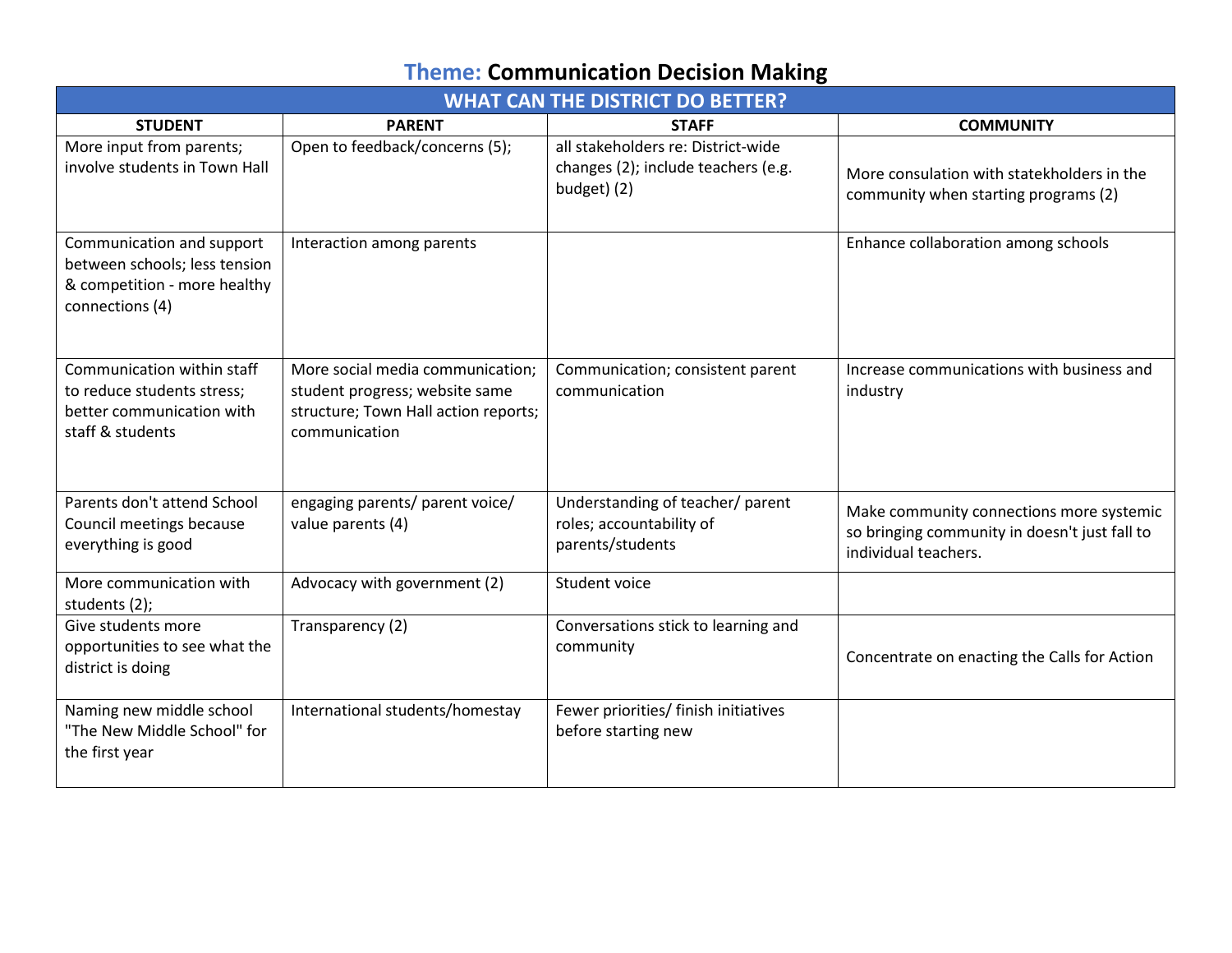# **Theme:** Communication Decision Making

| WHAT CAN THE DISTRICT DO BETTER? | | | |
|---|---|---|---|
| **STUDENT** | **PARENT** | **STAFF** | **COMMUNITY** |
| More input from parents; involve students in Town Hall | Open to feedback/concerns (5); | all stakeholders re: District-wide changes (2); include teachers (e.g. budget) (2) | More consulation with statekholders in the community when starting programs (2) |
| Communication and support between schools; less tension & competition - more healthy connections (4) | Interaction among parents | | Enhance collaboration among schools |
| Communication within staff to reduce students stress; better communication with staff & students | More social media communication; student progress; website same structure; Town Hall action reports; communication | Communication; consistent parent communication | Increase communications with business and industry |
| Parents don't attend School Council meetings because everything is good | engaging parents/ parent voice/ value parents (4) | Understanding of teacher/ parent roles; accountability of parents/students | Make community connections more systemic so bringing community in doesn't just fall to individual teachers. |
| More communication with students (2); | Advocacy with government (2) | Student voice | |
| Give students more opportunities to see what the district is doing | Transparency (2) | Conversations stick to learning and community | Concentrate on enacting the Calls for Action |
| Naming new middle school "The New Middle School" for the first year | International students/homestay | Fewer priorities/ finish initiatives before starting new | |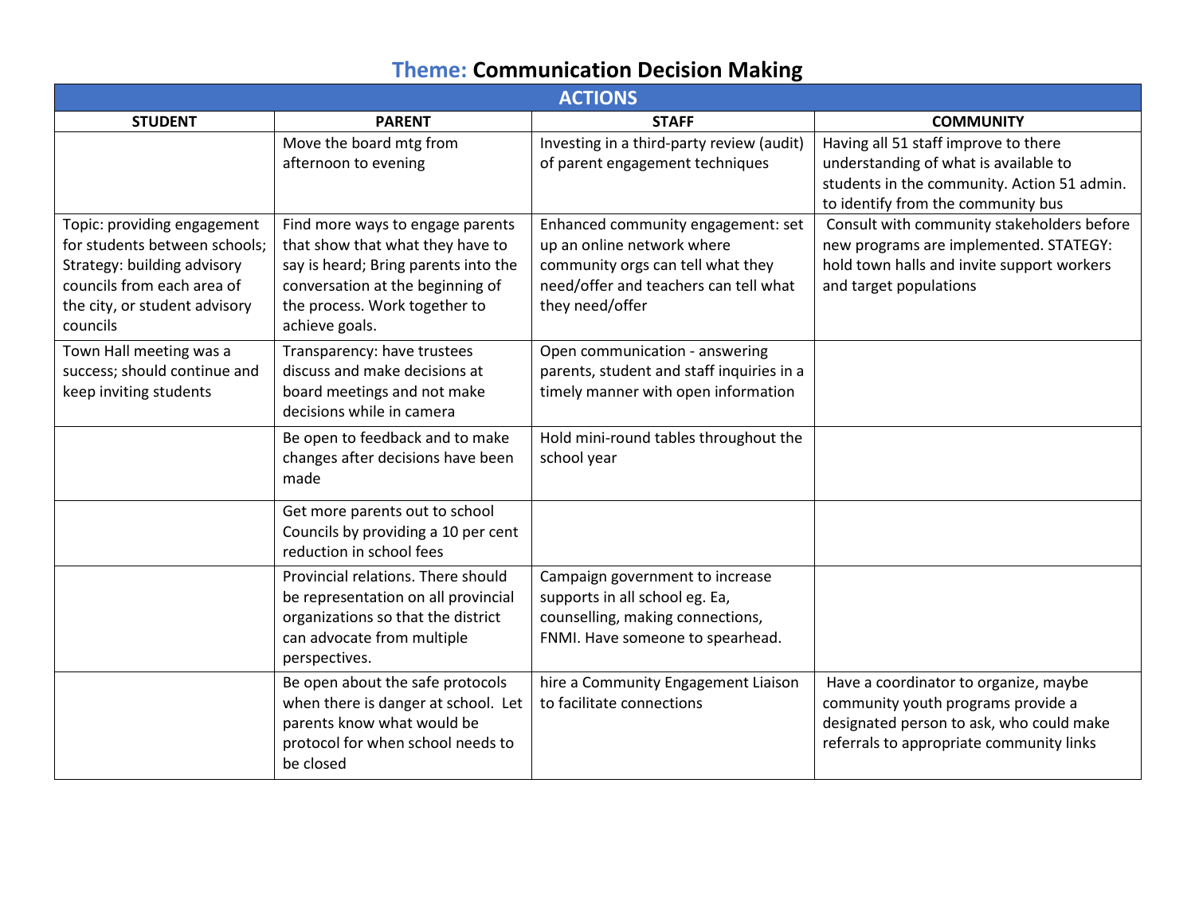# **Theme:** Communication Decision Making

| ACTIONS | | | |
|---|---|---|---|
| **STUDENT** | **PARENT** | **STAFF** | **COMMUNITY** |
| | Move the board mtg from afternoon to evening | Investing in a third-party review (audit) of parent engagement techniques | Having all 51 staff improve to there understanding of what is available to students in the community. Action 51 admin. to identify from the community bus |
| Topic: providing engagement for students between schools; Strategy: building advisory councils from each area of the city, or student advisory councils | Find more ways to engage parents that show that what they have to say is heard; Bring parents into the conversation at the beginning of the process. Work together to achieve goals. | Enhanced community engagement: set up an online network where community orgs can tell what they need/offer and teachers can tell what they need/offer | Consult with community stakeholders before new programs are implemented. STATEGY: hold town halls and invite support workers and target populations |
| Town Hall meeting was a success; should continue and keep inviting students | Transparency: have trustees discuss and make decisions at board meetings and not make decisions while in camera | Open communication - answering parents, student and staff inquiries in a timely manner with open information | |
| | Be open to feedback and to make changes after decisions have been made | Hold mini-round tables throughout the school year | |
| | Get more parents out to school Councils by providing a 10 per cent reduction in school fees | | |
| | Provincial relations. There should be representation on all provincial organizations so that the district can advocate from multiple perspectives. | Campaign government to increase supports in all school eg. Ea, counselling, making connections, FNMI. Have someone to spearhead. | |
| | Be open about the safe protocols when there is danger at school. Let parents know what would be protocol for when school needs to be closed | hire a Community Engagement Liaison to facilitate connections | Have a coordinator to organize, maybe community youth programs provide a designated person to ask, who could make referrals to appropriate community links |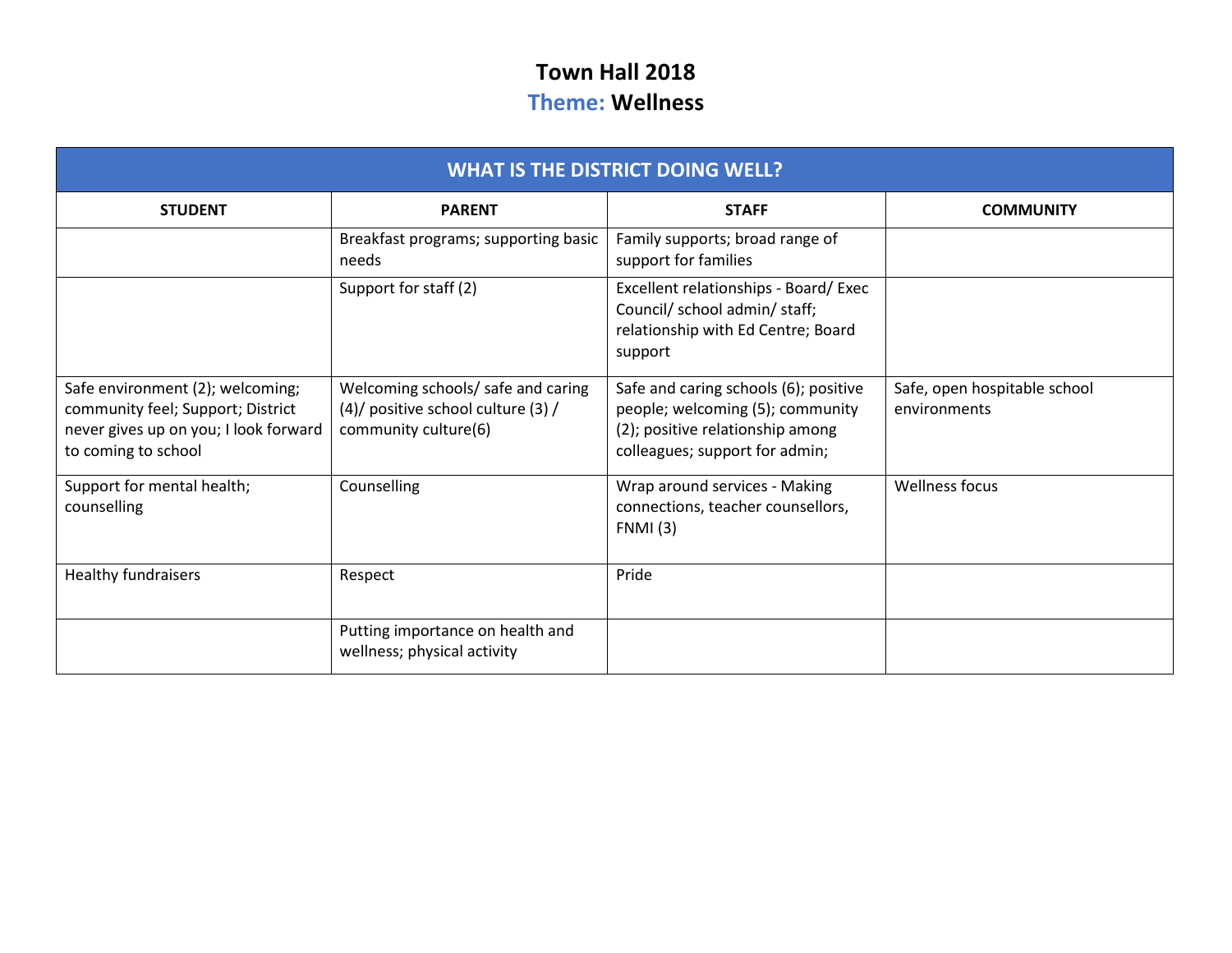# Town Hall 2018

## Theme: Wellness

| WHAT IS THE DISTRICT DOING WELL? | | | |
|---|---|---|---|
| **STUDENT** | **PARENT** | **STAFF** | **COMMUNITY** |
| | Breakfast programs; supporting basic needs | Family supports; broad range of support for families | |
| | Support for staff (2) | Excellent relationships - Board/ Exec Council/ school admin/ staff; relationship with Ed Centre; Board support | |
| Safe environment (2); welcoming; community feel; Support; District never gives up on you; I look forward to coming to school | Welcoming schools/ safe and caring (4)/ positive school culture (3) / community culture(6) | Safe and caring schools (6); positive people; welcoming (5); community (2); positive relationship among colleagues; support for admin; | Safe, open hospitable school environments |
| Support for mental health; counselling | Counselling | Wrap around services - Making connections, teacher counsellors, FNMI (3) | Wellness focus |
| Healthy fundraisers | Respect | Pride | |
| | Putting importance on health and wellness; physical activity | | |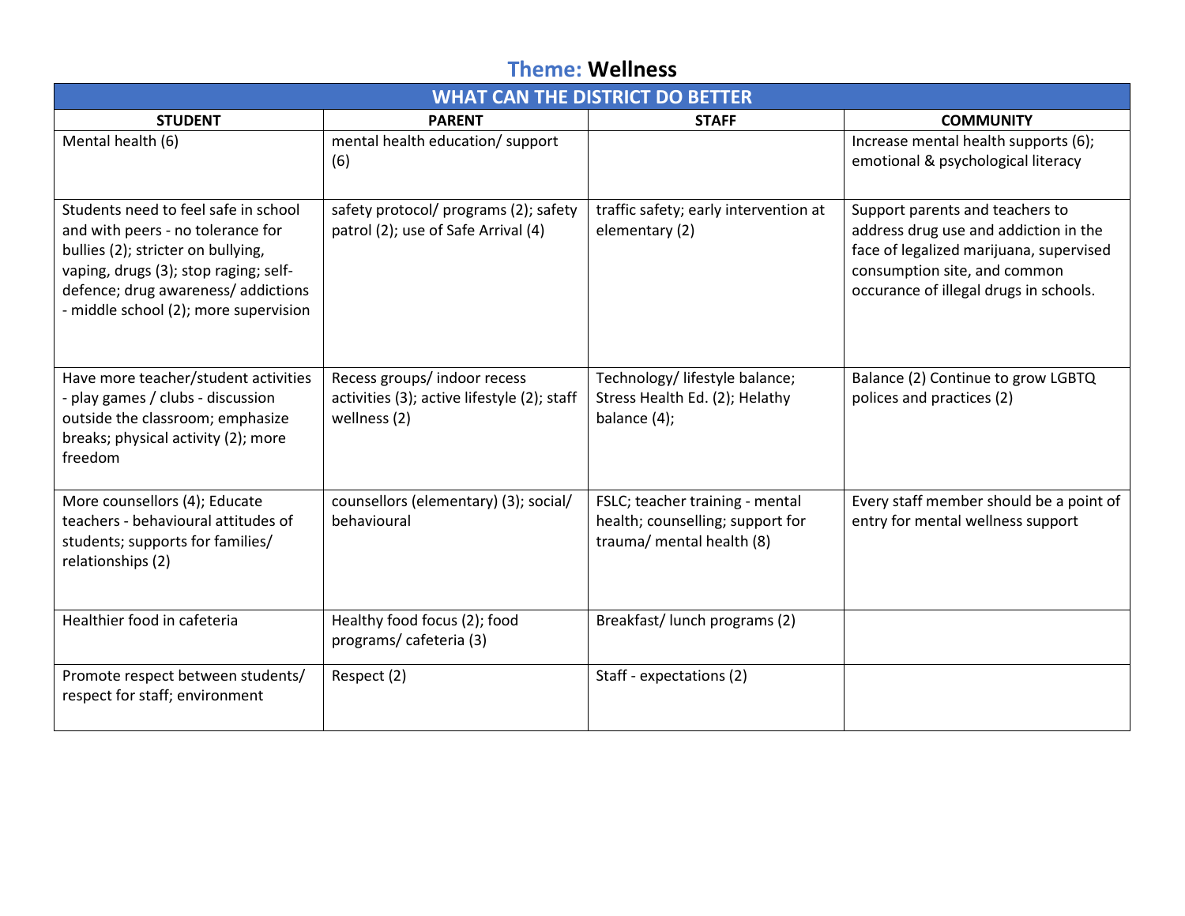# **Theme:** Wellness

| WHAT CAN THE DISTRICT DO BETTER | | | |
|---|---|---|---|
| **STUDENT** | **PARENT** | **STAFF** | **COMMUNITY** |
| Mental health (6) | mental health education/ support (6) | | Increase mental health supports (6); emotional & psychological literacy |
| Students need to feel safe in school and with peers - no tolerance for bullies (2); stricter on bullying, vaping, drugs (3); stop raging; self-defence; drug awareness/ addictions - middle school (2); more supervision | safety protocol/ programs (2); safety patrol (2); use of Safe Arrival (4) | traffic safety; early intervention at elementary (2) | Support parents and teachers to address drug use and addiction in the face of legalized marijuana, supervised consumption site, and common occurance of illegal drugs in schools. |
| Have more teacher/student activities - play games / clubs - discussion outside the classroom; emphasize breaks; physical activity (2); more freedom | Recess groups/ indoor recess activities (3); active lifestyle (2); staff wellness (2) | Technology/ lifestyle balance; Stress Health Ed. (2); Helathy balance (4); | Balance (2) Continue to grow LGBTQ polices and practices (2) |
| More counsellors (4); Educate teachers - behavioural attitudes of students; supports for families/ relationships (2) | counsellors (elementary) (3); social/ behavioural | FSLC; teacher training - mental health; counselling; support for trauma/ mental health (8) | Every staff member should be a point of entry for mental wellness support |
| Healthier food in cafeteria | Healthy food focus (2); food programs/ cafeteria (3) | Breakfast/ lunch programs (2) | |
| Promote respect between students/ respect for staff; environment | Respect (2) | Staff - expectations (2) | |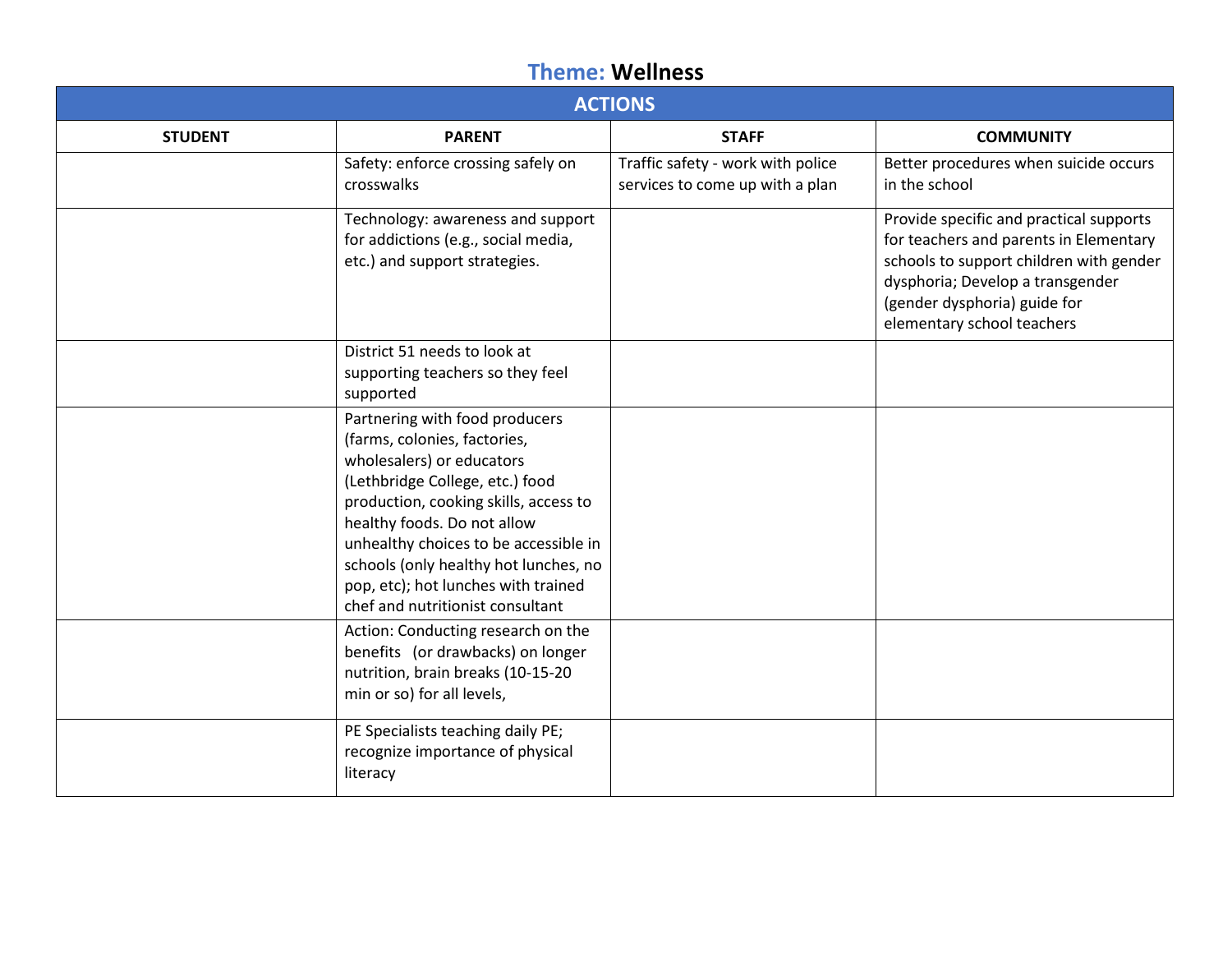## **Theme:** Wellness

| ACTIONS | | | |
|---|---|---|---|
| **STUDENT** | **PARENT** | **STAFF** | **COMMUNITY** |
| | Safety: enforce crossing safely on crosswalks | Traffic safety - work with police services to come up with a plan | Better procedures when suicide occurs in the school |
| | Technology: awareness and support for addictions (e.g., social media, etc.) and support strategies. | | Provide specific and practical supports for teachers and parents in Elementary schools to support children with gender dysphoria; Develop a transgender (gender dysphoria) guide for elementary school teachers |
| | District 51 needs to look at supporting teachers so they feel supported | | |
| | Partnering with food producers (farms, colonies, factories, wholesalers) or educators (Lethbridge College, etc.) food production, cooking skills, access to healthy foods. Do not allow unhealthy choices to be accessible in schools (only healthy hot lunches, no pop, etc); hot lunches with trained chef and nutritionist consultant | | |
| | Action: Conducting research on the benefits (or drawbacks) on longer nutrition, brain breaks (10-15-20 min or so) for all levels, | | |
| | PE Specialists teaching daily PE; recognize importance of physical literacy | | |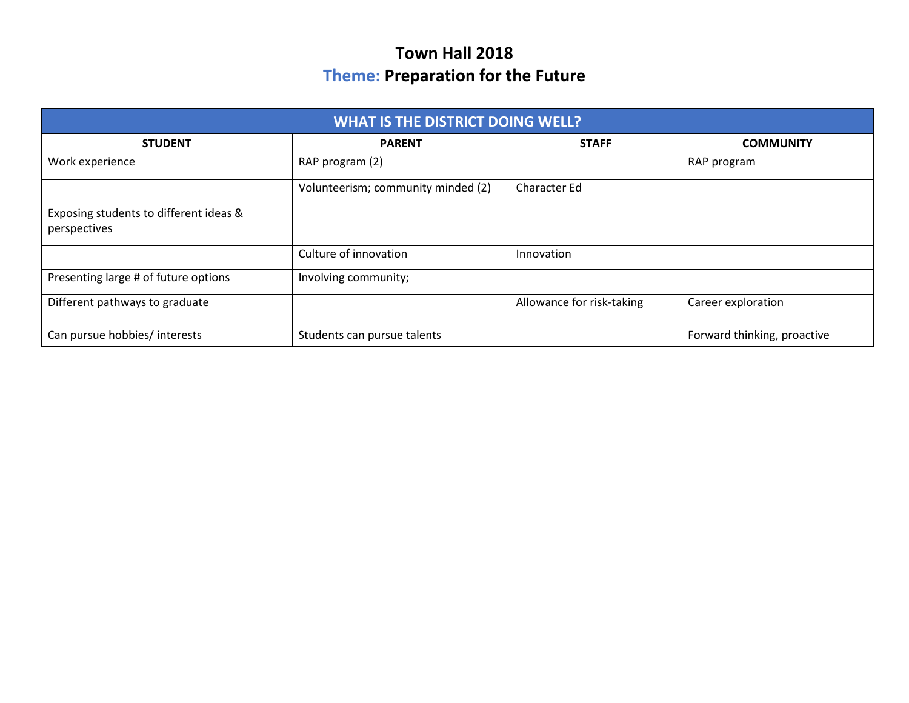# Town Hall 2018

## Theme: Preparation for the Future

| WHAT IS THE DISTRICT DOING WELL? | | | |
|---|---|---|---|
| **STUDENT** | **PARENT** | **STAFF** | **COMMUNITY** |
| Work experience | RAP program (2) | | RAP program |
| | Volunteerism; community minded (2) | Character Ed | |
| Exposing students to different ideas & perspectives | | | |
| | Culture of innovation | Innovation | |
| Presenting large # of future options | Involving community; | | |
| Different pathways to graduate | | Allowance for risk-taking | Career exploration |
| Can pursue hobbies/ interests | Students can pursue talents | | Forward thinking, proactive |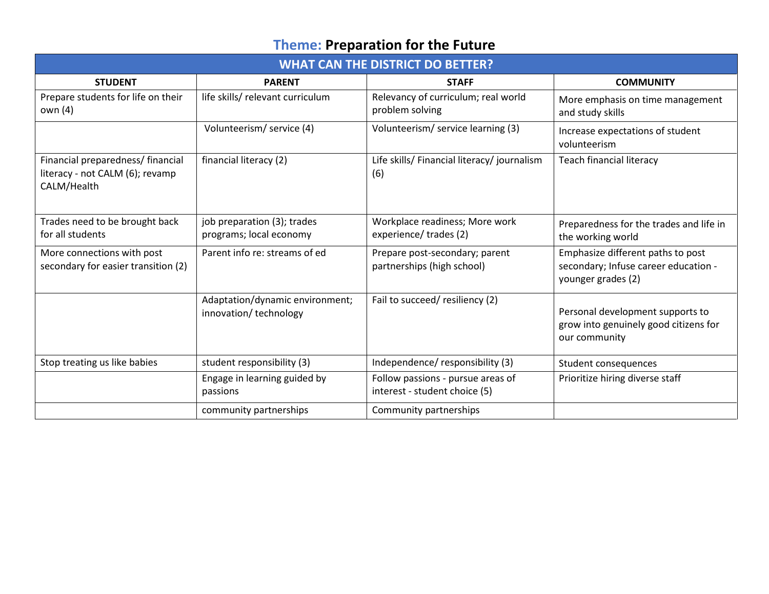# **Theme:** Preparation for the Future

| WHAT CAN THE DISTRICT DO BETTER? | | | |
|---|---|---|---|
| **STUDENT** | **PARENT** | **STAFF** | **COMMUNITY** |
| Prepare students for life on their own (4) | life skills/ relevant curriculum | Relevancy of curriculum; real world problem solving | More emphasis on time management and study skills |
| | Volunteerism/ service (4) | Volunteerism/ service learning (3) | Increase expectations of student volunteerism |
| Financial preparedness/ financial literacy - not CALM (6); revamp CALM/Health | financial literacy (2) | Life skills/ Financial literacy/ journalism (6) | Teach financial literacy |
| Trades need to be brought back for all students | job preparation (3); trades programs; local economy | Workplace readiness; More work experience/ trades (2) | Preparedness for the trades and life in the working world |
| More connections with post secondary for easier transition (2) | Parent info re: streams of ed | Prepare post-secondary; parent partnerships (high school) | Emphasize different paths to post secondary; Infuse career education - younger grades (2) |
| | Adaptation/dynamic environment; innovation/ technology | Fail to succeed/ resiliency (2) | Personal development supports to grow into genuinely good citizens for our community |
| Stop treating us like babies | student responsibility (3) | Independence/ responsibility (3) | Student consequences |
| | Engage in learning guided by passions | Follow passions - pursue areas of interest - student choice (5) | Prioritize hiring diverse staff |
| | community partnerships | Community partnerships | |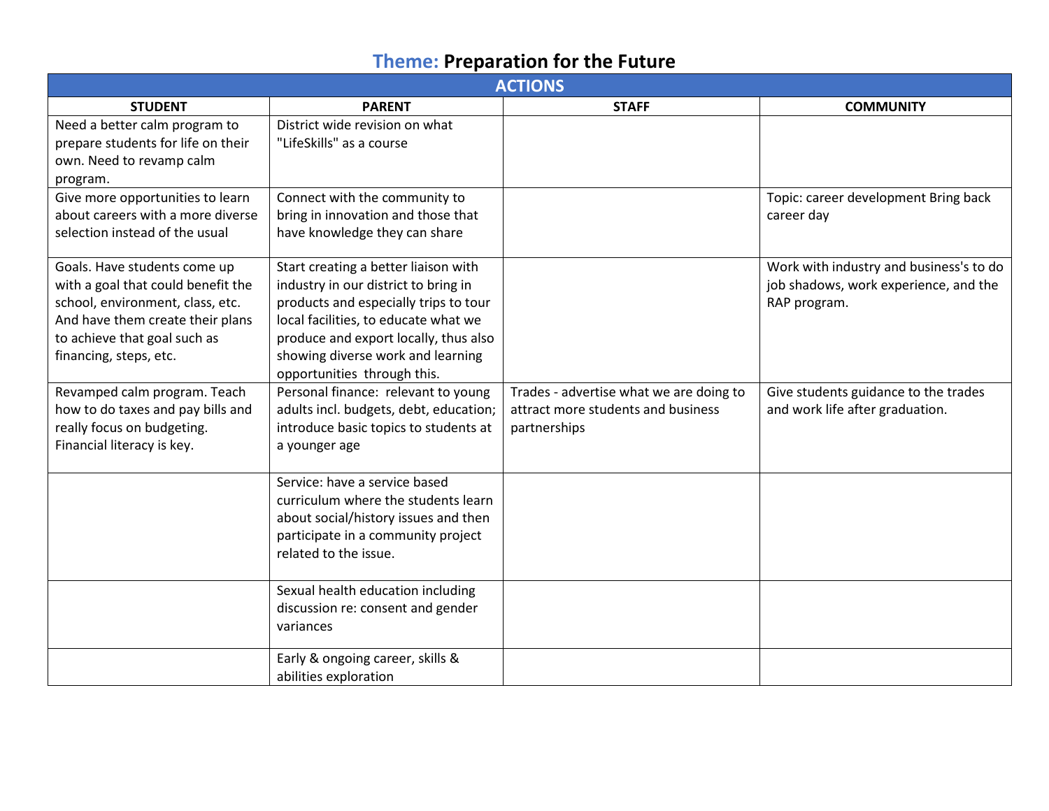# Theme: Preparation for the Future

| ACTIONS | | | |
|---|---|---|---|
| **STUDENT** | **PARENT** | **STAFF** | **COMMUNITY** |
| Need a better calm program to prepare students for life on their own. Need to revamp calm program. | District wide revision on what "LifeSkills" as a course | | |
| Give more opportunities to learn about careers with a more diverse selection instead of the usual | Connect with the community to bring in innovation and those that have knowledge they can share | | Topic: career development Bring back career day |
| Goals. Have students come up with a goal that could benefit the school, environment, class, etc. And have them create their plans to achieve that goal such as financing, steps, etc. | Start creating a better liaison with industry in our district to bring in products and especially trips to tour local facilities, to educate what we produce and export locally, thus also showing diverse work and learning opportunities through this. | | Work with industry and business's to do job shadows, work experience, and the RAP program. |
| Revamped calm program. Teach how to do taxes and pay bills and really focus on budgeting. Financial literacy is key. | Personal finance: relevant to young adults incl. budgets, debt, education; introduce basic topics to students at a younger age | Trades - advertise what we are doing to attract more students and business partnerships | Give students guidance to the trades and work life after graduation. |
| | Service: have a service based curriculum where the students learn about social/history issues and then participate in a community project related to the issue. | | |
| | Sexual health education including discussion re: consent and gender variances | | |
| | Early & ongoing career, skills & abilities exploration | | |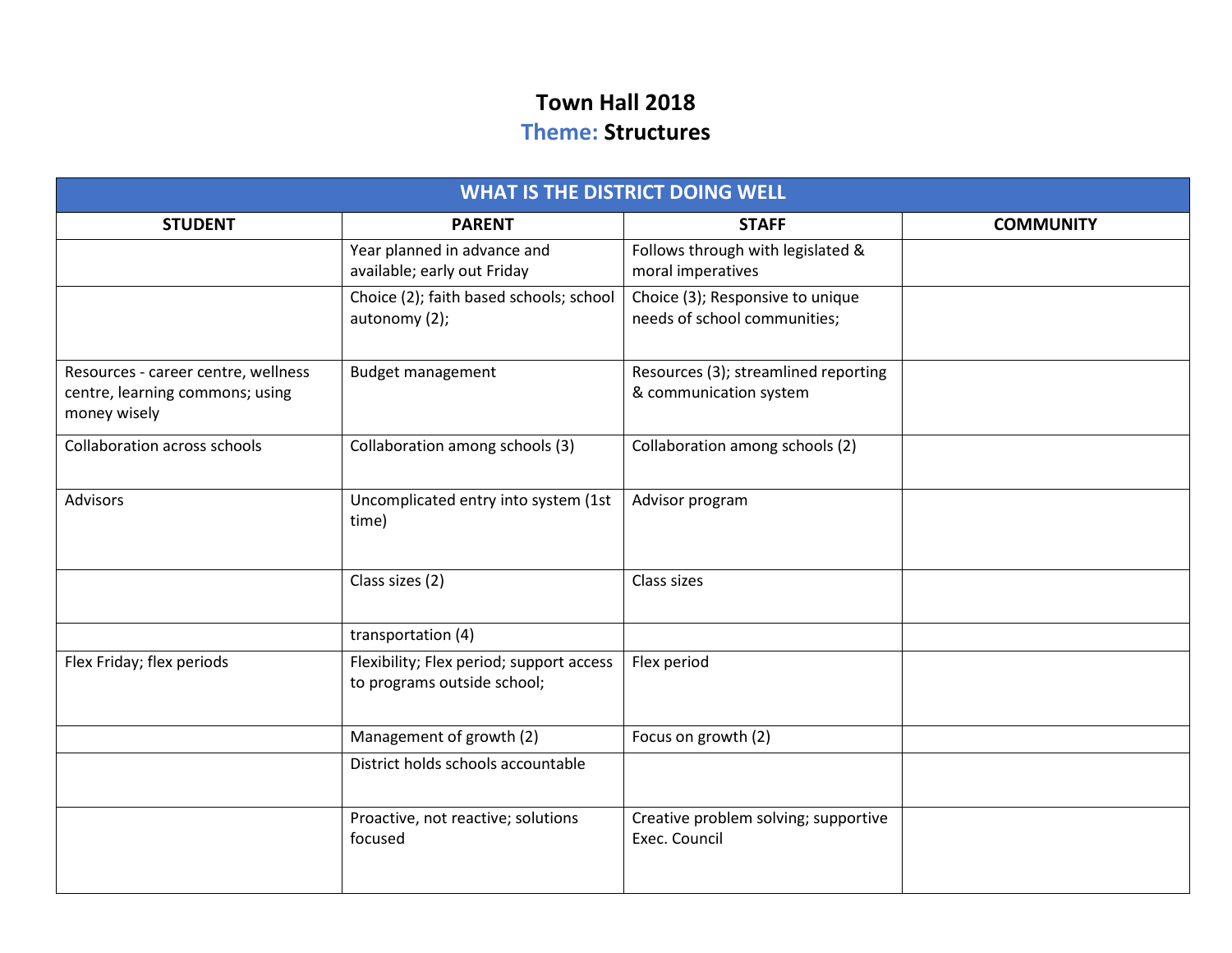# Town Hall 2018

## Theme: Structures

| WHAT IS THE DISTRICT DOING WELL | | | |
|---|---|---|---|
| **STUDENT** | **PARENT** | **STAFF** | **COMMUNITY** |
| | Year planned in advance and available; early out Friday | Follows through with legislated & moral imperatives | |
| | Choice (2); faith based schools; school autonomy (2); | Choice (3); Responsive to unique needs of school communities; | |
| Resources - career centre, wellness centre, learning commons; using money wisely | Budget management | Resources (3); streamlined reporting & communication system | |
| Collaboration across schools | Collaboration among schools (3) | Collaboration among schools (2) | |
| Advisors | Uncomplicated entry into system (1st time) | Advisor program | |
| | Class sizes (2) | Class sizes | |
| | transportation (4) | | |
| Flex Friday; flex periods | Flexibility; Flex period; support access to programs outside school; | Flex period | |
| | Management of growth (2) | Focus on growth (2) | |
| | District holds schools accountable | | |
| | Proactive, not reactive; solutions focused | Creative problem solving; supportive Exec. Council | |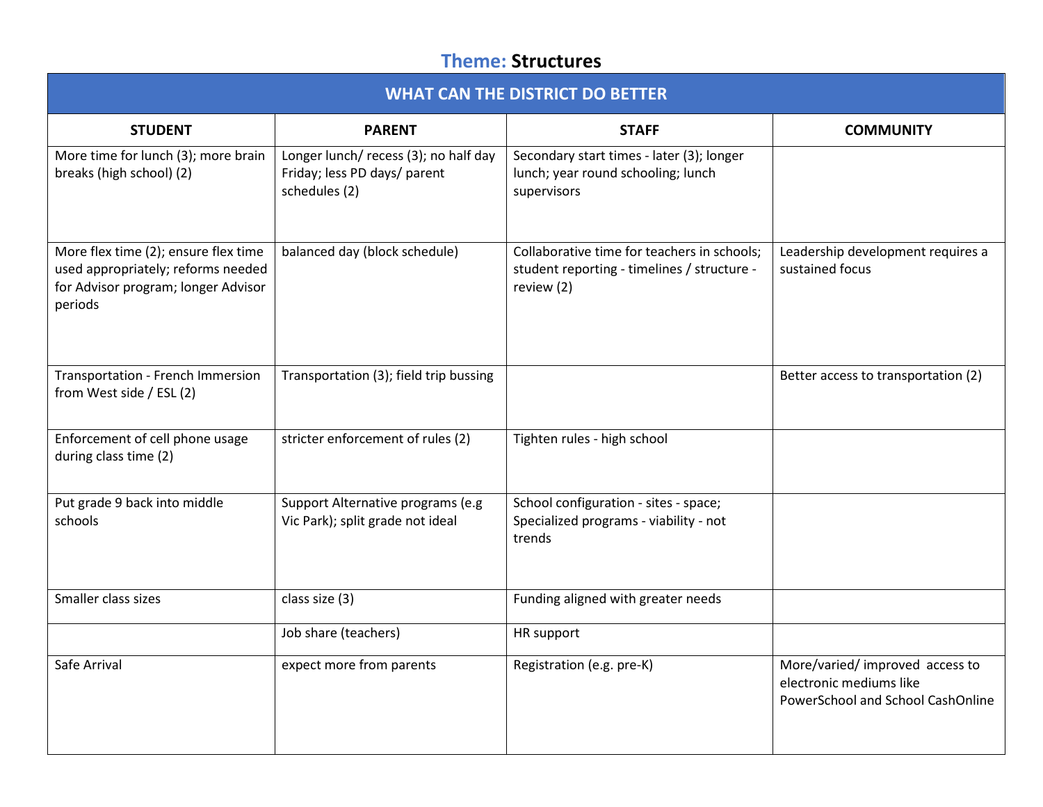# Theme: Structures

| WHAT CAN THE DISTRICT DO BETTER | | | |
|---|---|---|---|
| **STUDENT** | **PARENT** | **STAFF** | **COMMUNITY** |
| More time for lunch (3); more brain breaks (high school) (2) | Longer lunch/ recess (3); no half day Friday; less PD days/ parent schedules (2) | Secondary start times - later (3); longer lunch; year round schooling; lunch supervisors | |
| More flex time (2); ensure flex time used appropriately; reforms needed for Advisor program; longer Advisor periods | balanced day (block schedule) | Collaborative time for teachers in schools; student reporting - timelines / structure - review (2) | Leadership development requires a sustained focus |
| Transportation - French Immersion from West side / ESL (2) | Transportation (3); field trip bussing | | Better access to transportation (2) |
| Enforcement of cell phone usage during class time (2) | stricter enforcement of rules (2) | Tighten rules - high school | |
| Put grade 9 back into middle schools | Support Alternative programs (e.g Vic Park); split grade not ideal | School configuration - sites - space; Specialized programs - viability - not trends | |
| Smaller class sizes | class size (3) | Funding aligned with greater needs | |
| | Job share (teachers) | HR support | |
| Safe Arrival | expect more from parents | Registration (e.g. pre-K) | More/varied/ improved access to electronic mediums like PowerSchool and School CashOnline |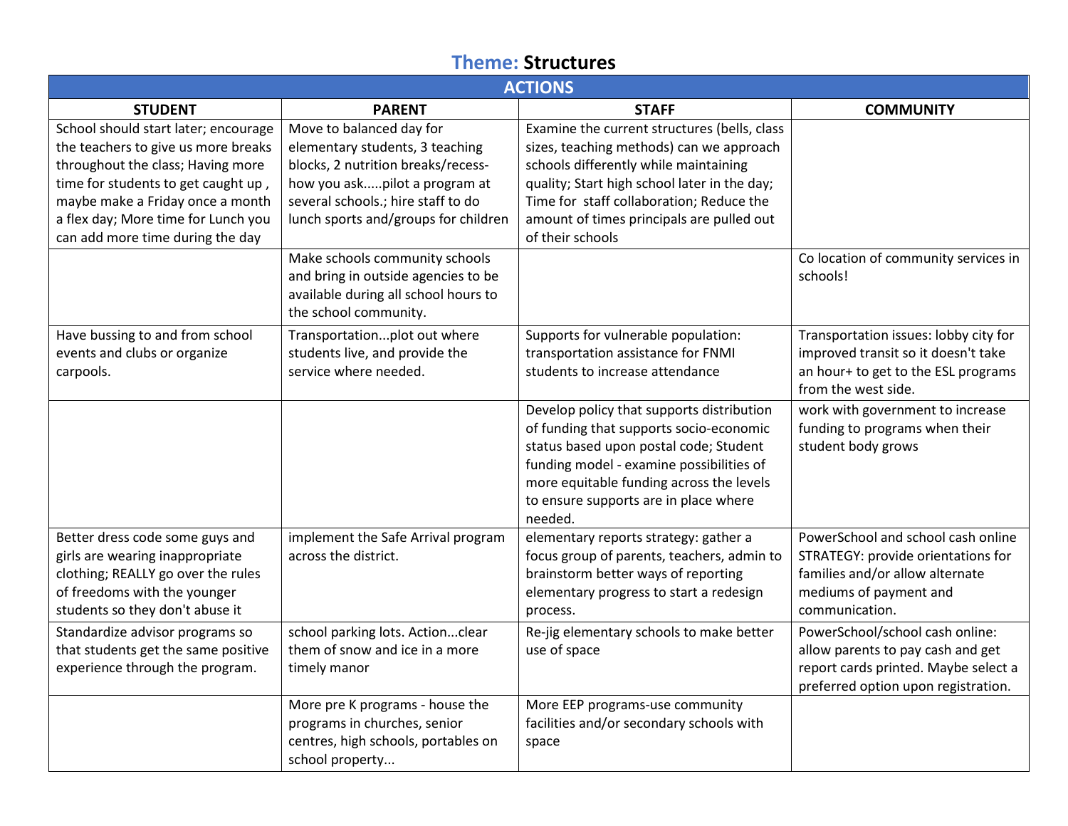# Theme: Structures

| ACTIONS | | | |
|---|---|---|---|
| **STUDENT** | **PARENT** | **STAFF** | **COMMUNITY** |
| School should start later; encourage the teachers to give us more breaks throughout the class; Having more time for students to get caught up , maybe make a Friday once a month a flex day; More time for Lunch you can add more time during the day | Move to balanced day for elementary students, 3 teaching blocks, 2 nutrition breaks/recess- how you ask.....pilot a program at several schools.; hire staff to do lunch sports and/groups for children | Examine the current structures (bells, class sizes, teaching methods) can we approach schools differently while maintaining quality; Start high school later in the day; Time for staff collaboration; Reduce the amount of times principals are pulled out of their schools | |
| | Make schools community schools and bring in outside agencies to be available during all school hours to the school community. | | Co location of community services in schools! |
| Have bussing to and from school events and clubs or organize carpools. | Transportation...plot out where students live, and provide the service where needed. | Supports for vulnerable population: transportation assistance for FNMI students to increase attendance | Transportation issues: lobby city for improved transit so it doesn't take an hour+ to get to the ESL programs from the west side. |
| | | Develop policy that supports distribution of funding that supports socio-economic status based upon postal code; Student funding model - examine possibilities of more equitable funding across the levels to ensure supports are in place where needed. | work with government to increase funding to programs when their student body grows |
| Better dress code some guys and girls are wearing inappropriate clothing; REALLY go over the rules of freedoms with the younger students so they don't abuse it | implement the Safe Arrival program across the district. | elementary reports strategy: gather a focus group of parents, teachers, admin to brainstorm better ways of reporting elementary progress to start a redesign process. | PowerSchool and school cash online STRATEGY: provide orientations for families and/or allow alternate mediums of payment and communication. |
| Standardize advisor programs so that students get the same positive experience through the program. | school parking lots. Action...clear them of snow and ice in a more timely manor | Re-jig elementary schools to make better use of space | PowerSchool/school cash online: allow parents to pay cash and get report cards printed. Maybe select a preferred option upon registration. |
| | More pre K programs - house the programs in churches, senior centres, high schools, portables on school property... | More EEP programs-use community facilities and/or secondary schools with space | |